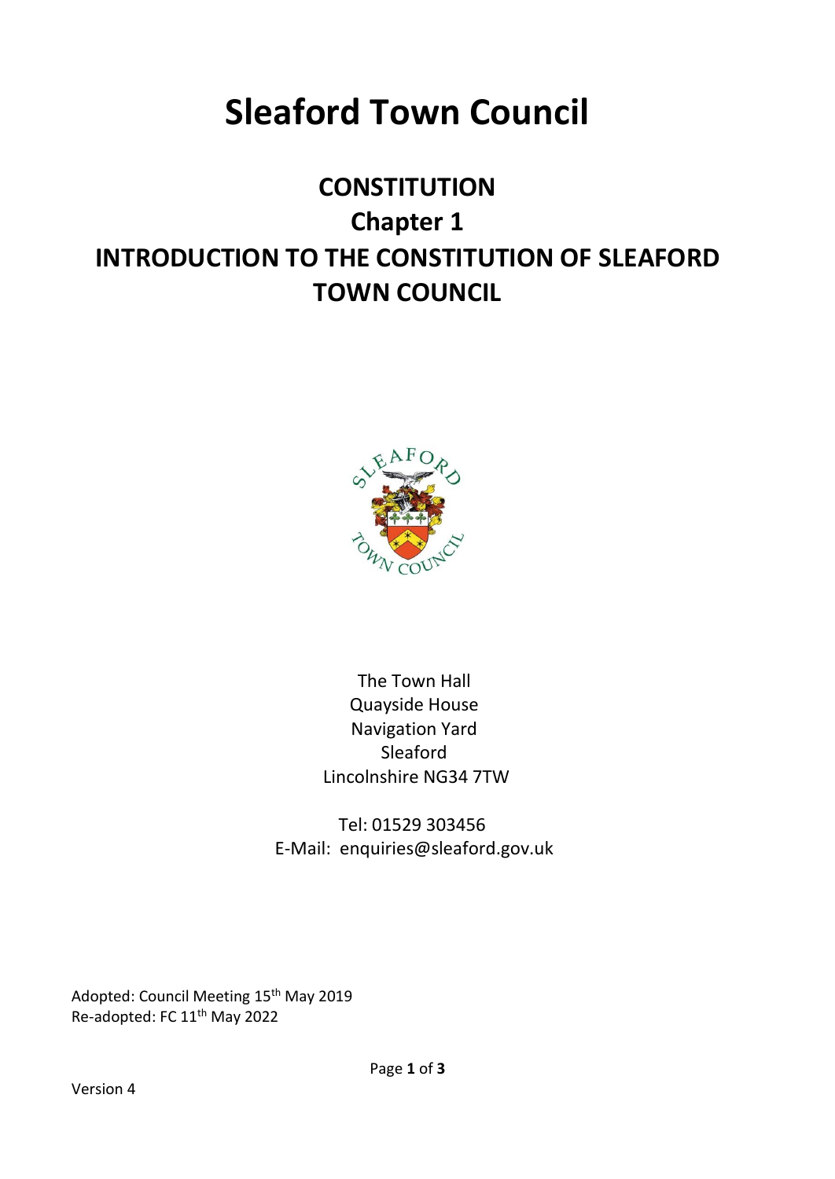# Sleaford Town Council

## CONSTITUTION

## Chapter 1

## INTRODUCTION TO THE CONSTITUTION OF SLEAFORD TOWN COUNCIL

The Town Hall
Quayside House
Navigation Yard
Sleaford
Lincolnshire NG34 7TW

Tel: 01529 303456
E-Mail: enquiries@sleaford.gov.uk

Adopted: Council Meeting 15th May 2019
Re-adopted: FC 11th May 2022

Version 4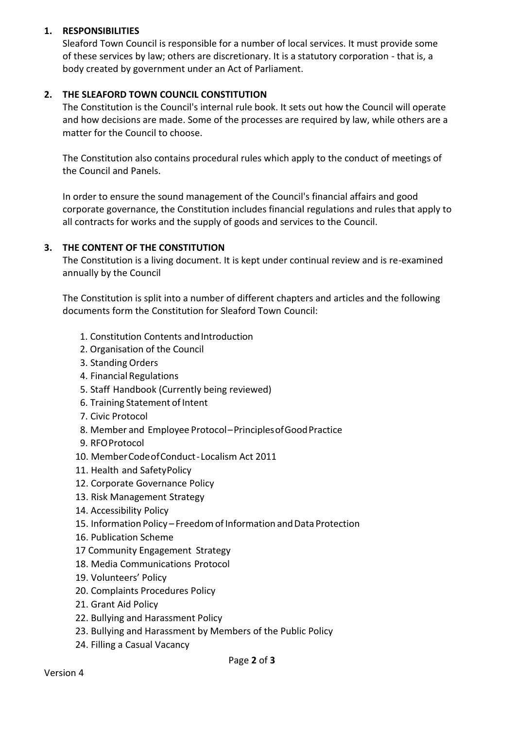## 1. RESPONSIBILITIES

Sleaford Town Council is responsible for a number of local services. It must provide some of these services by law; others are discretionary. It is a statutory corporation - that is, a body created by government under an Act of Parliament.

## 2. THE SLEAFORD TOWN COUNCIL CONSTITUTION

The Constitution is the Council's internal rule book. It sets out how the Council will operate and how decisions are made. Some of the processes are required by law, while others are a matter for the Council to choose.

The Constitution also contains procedural rules which apply to the conduct of meetings of the Council and Panels.

In order to ensure the sound management of the Council's financial affairs and good corporate governance, the Constitution includes financial regulations and rules that apply to all contracts for works and the supply of goods and services to the Council.

## 3. THE CONTENT OF THE CONSTITUTION

The Constitution is a living document. It is kept under continual review and is re-examined annually by the Council

The Constitution is split into a number of different chapters and articles and the following documents form the Constitution for Sleaford Town Council:

1. Constitution Contents and Introduction
2. Organisation of the Council
3. Standing Orders
4. Financial Regulations
5. Staff Handbook (Currently being reviewed)
6. Training Statement of Intent
7. Civic Protocol
8. Member and Employee Protocol – Principles of Good Practice
9. RFO Protocol
10. Member Code of Conduct - Localism Act 2011
11. Health and Safety Policy
12. Corporate Governance Policy
13. Risk Management Strategy
14. Accessibility Policy
15. Information Policy – Freedom of Information and Data Protection
16. Publication Scheme
17. Community Engagement Strategy
18. Media Communications Protocol
19. Volunteers' Policy
20. Complaints Procedures Policy
21. Grant Aid Policy
22. Bullying and Harassment Policy
23. Bullying and Harassment by Members of the Public Policy
24. Filling a Casual Vacancy

Version 4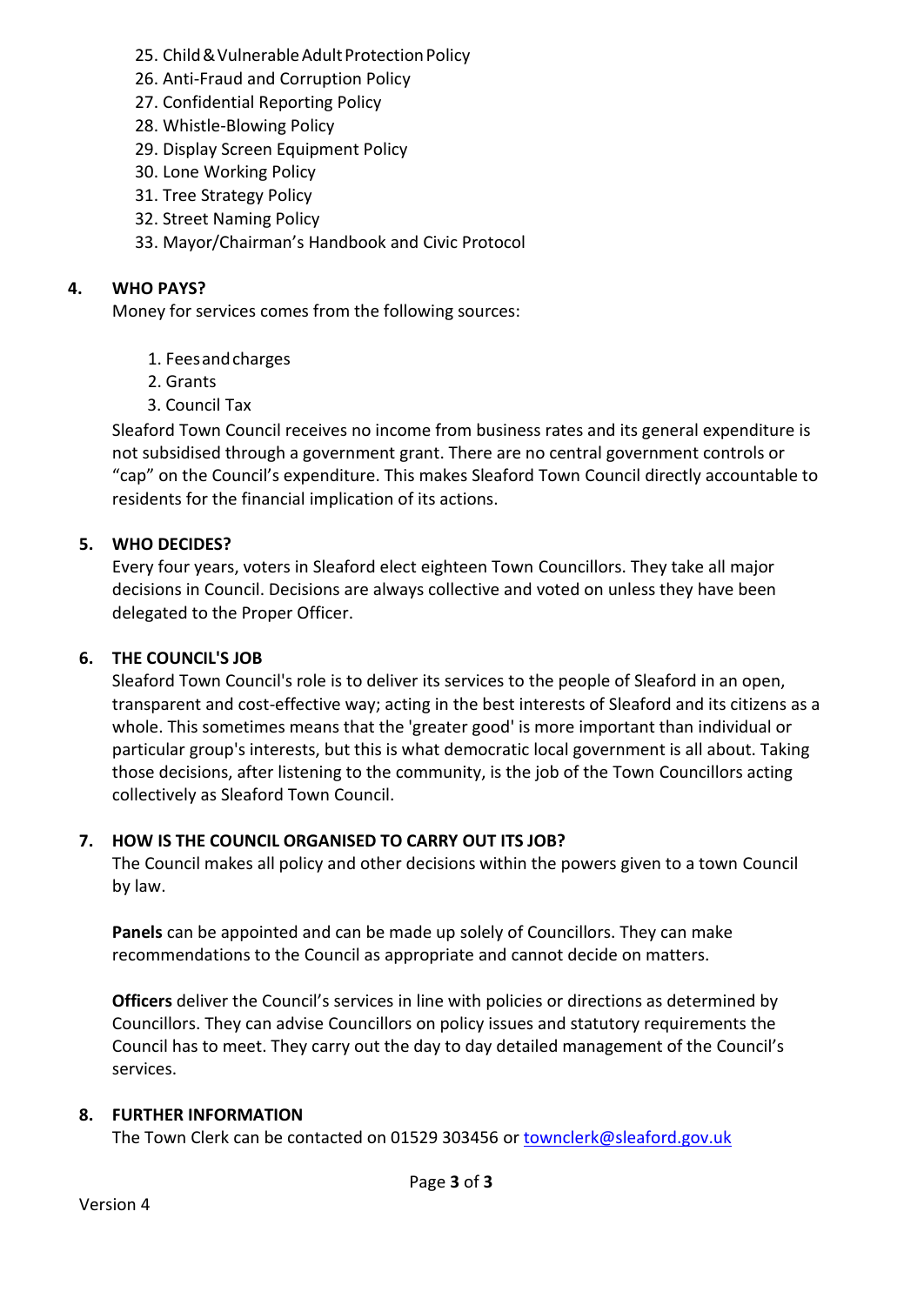25. Child & Vulnerable Adult Protection Policy
26. Anti-Fraud and Corruption Policy
27. Confidential Reporting Policy
28. Whistle-Blowing Policy
29. Display Screen Equipment Policy
30. Lone Working Policy
31. Tree Strategy Policy
32. Street Naming Policy
33. Mayor/Chairman's Handbook and Civic Protocol

## 4. WHO PAYS?

Money for services comes from the following sources:

1. Fees and charges
2. Grants
3. Council Tax

Sleaford Town Council receives no income from business rates and its general expenditure is not subsidised through a government grant. There are no central government controls or "cap" on the Council's expenditure. This makes Sleaford Town Council directly accountable to residents for the financial implication of its actions.

## 5. WHO DECIDES?

Every four years, voters in Sleaford elect eighteen Town Councillors. They take all major decisions in Council. Decisions are always collective and voted on unless they have been delegated to the Proper Officer.

## 6. THE COUNCIL'S JOB

Sleaford Town Council's role is to deliver its services to the people of Sleaford in an open, transparent and cost-effective way; acting in the best interests of Sleaford and its citizens as a whole. This sometimes means that the 'greater good' is more important than individual or particular group's interests, but this is what democratic local government is all about. Taking those decisions, after listening to the community, is the job of the Town Councillors acting collectively as Sleaford Town Council.

## 7. HOW IS THE COUNCIL ORGANISED TO CARRY OUT ITS JOB?

The Council makes all policy and other decisions within the powers given to a town Council by law.

**Panels** can be appointed and can be made up solely of Councillors. They can make recommendations to the Council as appropriate and cannot decide on matters.

**Officers** deliver the Council's services in line with policies or directions as determined by Councillors. They can advise Councillors on policy issues and statutory requirements the Council has to meet. They carry out the day to day detailed management of the Council's services.

## 8. FURTHER INFORMATION

The Town Clerk can be contacted on 01529 303456 or townclerk@sleaford.gov.uk

Version 4